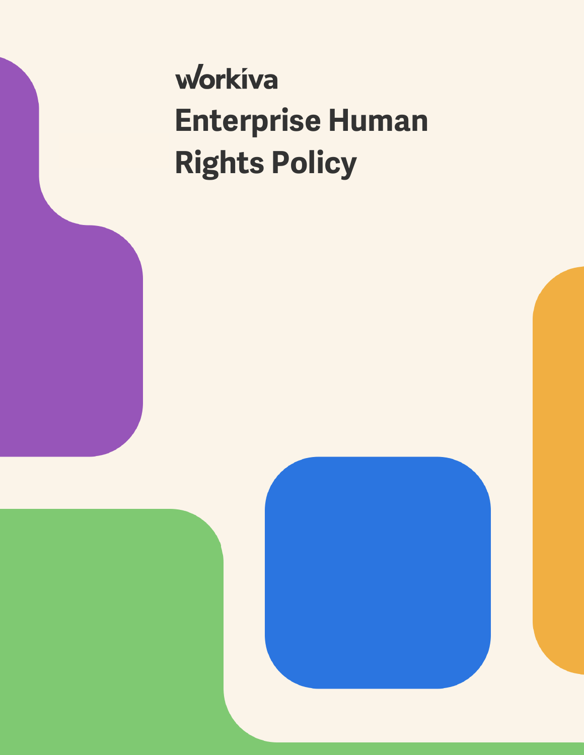workiva

# Enterprise Human Rights Policy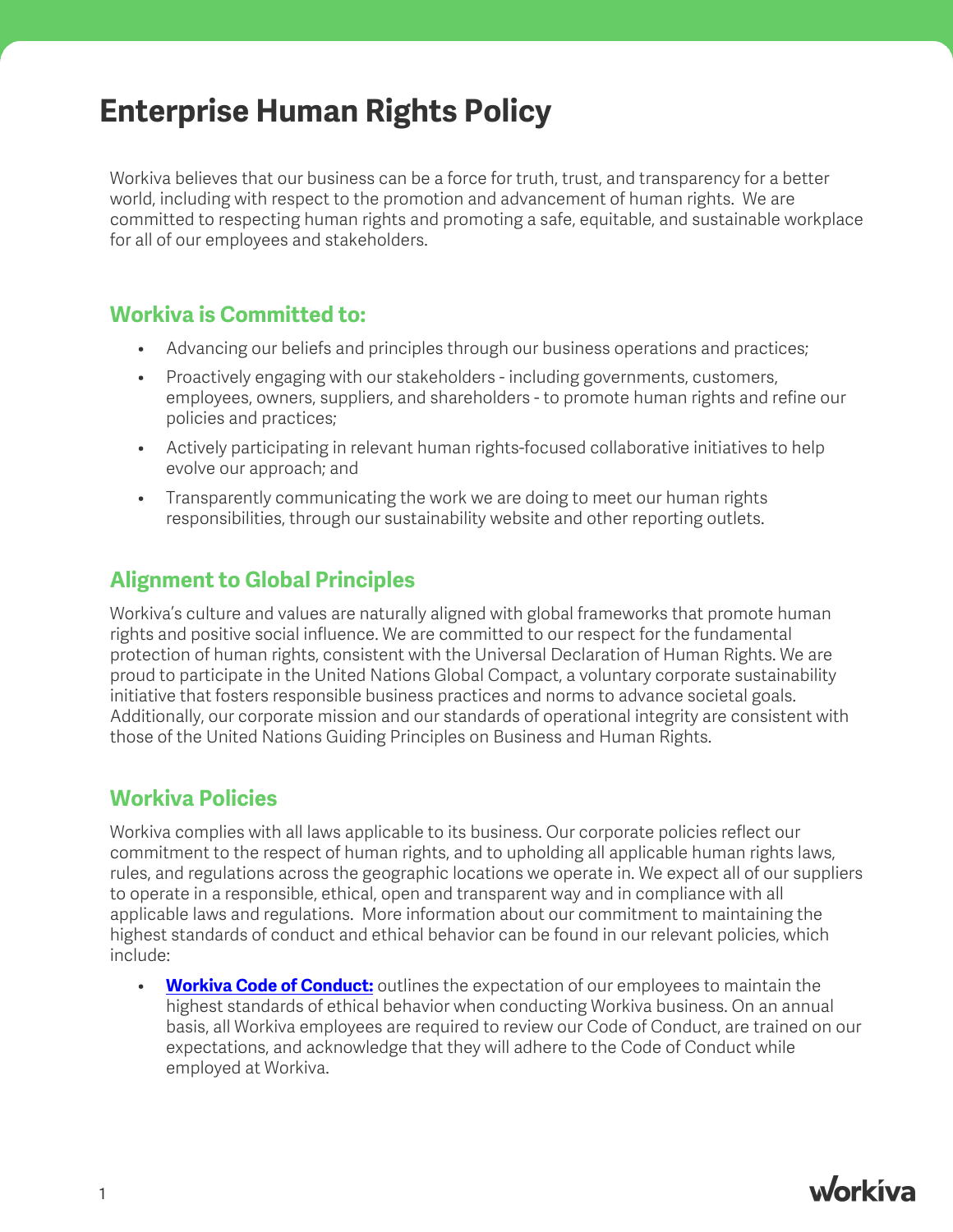# Enterprise Human Rights Policy

Workiva believes that our business can be a force for truth, trust, and transparency for a better world, including with respect to the promotion and advancement of human rights. We are committed to respecting human rights and promoting a safe, equitable, and sustainable workplace for all of our employees and stakeholders.

## Workiva is Committed to:

- Advancing our beliefs and principles through our business operations and practices;
- Proactively engaging with our stakeholders - including governments, customers, employees, owners, suppliers, and shareholders - to promote human rights and refine our policies and practices;
- Actively participating in relevant human rights-focused collaborative initiatives to help evolve our approach; and
- Transparently communicating the work we are doing to meet our human rights responsibilities, through our sustainability website and other reporting outlets.

## Alignment to Global Principles

Workiva's culture and values are naturally aligned with global frameworks that promote human rights and positive social influence. We are committed to our respect for the fundamental protection of human rights, consistent with the Universal Declaration of Human Rights. We are proud to participate in the United Nations Global Compact, a voluntary corporate sustainability initiative that fosters responsible business practices and norms to advance societal goals. Additionally, our corporate mission and our standards of operational integrity are consistent with those of the United Nations Guiding Principles on Business and Human Rights.

## Workiva Policies

Workiva complies with all laws applicable to its business. Our corporate policies reflect our commitment to the respect of human rights, and to upholding all applicable human rights laws, rules, and regulations across the geographic locations we operate in. We expect all of our suppliers to operate in a responsible, ethical, open and transparent way and in compliance with all applicable laws and regulations. More information about our commitment to maintaining the highest standards of conduct and ethical behavior can be found in our relevant policies, which include:

- **Workiva Code of Conduct:** outlines the expectation of our employees to maintain the highest standards of ethical behavior when conducting Workiva business. On an annual basis, all Workiva employees are required to review our Code of Conduct, are trained on our expectations, and acknowledge that they will adhere to the Code of Conduct while employed at Workiva.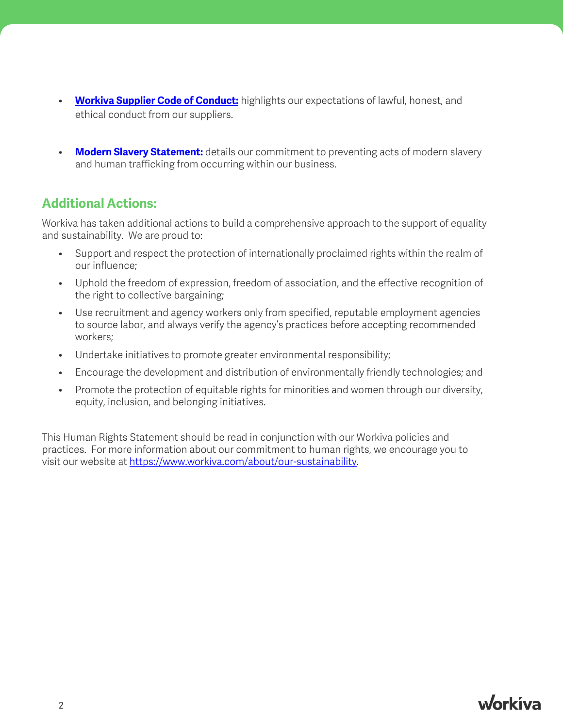- **Workiva Supplier Code of Conduct:** highlights our expectations of lawful, honest, and ethical conduct from our suppliers.

- **Modern Slavery Statement:** details our commitment to preventing acts of modern slavery and human trafficking from occurring within our business.

## Additional Actions:

Workiva has taken additional actions to build a comprehensive approach to the support of equality and sustainability. We are proud to:

- Support and respect the protection of internationally proclaimed rights within the realm of our influence;
- Uphold the freedom of expression, freedom of association, and the effective recognition of the right to collective bargaining;
- Use recruitment and agency workers only from specified, reputable employment agencies to source labor, and always verify the agency's practices before accepting recommended workers;
- Undertake initiatives to promote greater environmental responsibility;
- Encourage the development and distribution of environmentally friendly technologies; and
- Promote the protection of equitable rights for minorities and women through our diversity, equity, inclusion, and belonging initiatives.

This Human Rights Statement should be read in conjunction with our Workiva policies and practices. For more information about our commitment to human rights, we encourage you to visit our website at https://www.workiva.com/about/our-sustainability.